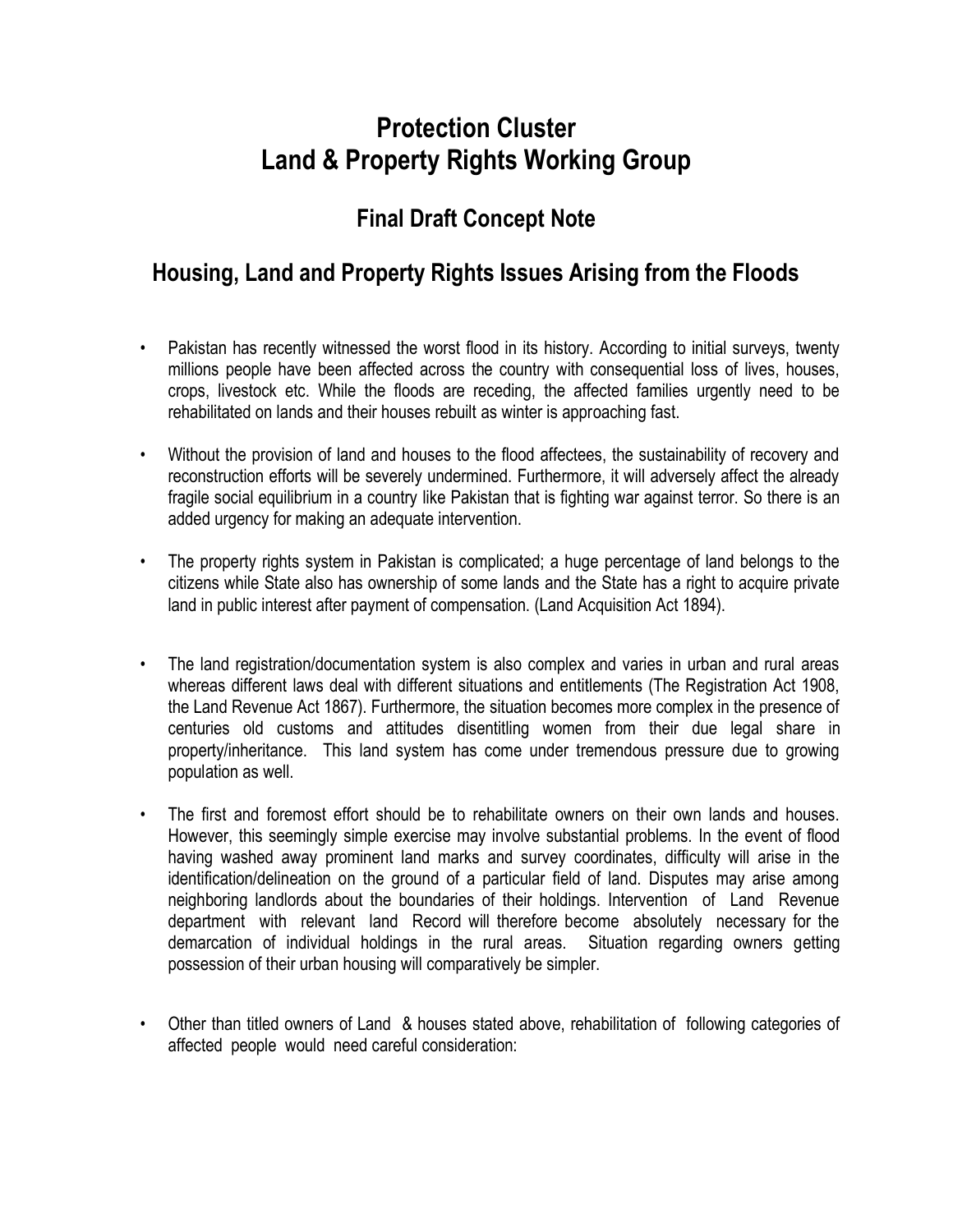# Protection Cluster
# Land & Property Rights Working Group

## Final Draft Concept Note

## Housing, Land and Property Rights Issues Arising from the Floods

- Pakistan has recently witnessed the worst flood in its history. According to initial surveys, twenty millions people have been affected across the country with consequential loss of lives, houses, crops, livestock etc. While the floods are receding, the affected families urgently need to be rehabilitated on lands and their houses rebuilt as winter is approaching fast.

- Without the provision of land and houses to the flood affectees, the sustainability of recovery and reconstruction efforts will be severely undermined. Furthermore, it will adversely affect the already fragile social equilibrium in a country like Pakistan that is fighting war against terror. So there is an added urgency for making an adequate intervention.

- The property rights system in Pakistan is complicated; a huge percentage of land belongs to the citizens while State also has ownership of some lands and the State has a right to acquire private land in public interest after payment of compensation. (Land Acquisition Act 1894).

- The land registration/documentation system is also complex and varies in urban and rural areas whereas different laws deal with different situations and entitlements (The Registration Act 1908, the Land Revenue Act 1867). Furthermore, the situation becomes more complex in the presence of centuries old customs and attitudes disentitling women from their due legal share in property/inheritance. This land system has come under tremendous pressure due to growing population as well.

- The first and foremost effort should be to rehabilitate owners on their own lands and houses. However, this seemingly simple exercise may involve substantial problems. In the event of flood having washed away prominent land marks and survey coordinates, difficulty will arise in the identification/delineation on the ground of a particular field of land. Disputes may arise among neighboring landlords about the boundaries of their holdings. Intervention of Land Revenue department with relevant land Record will therefore become absolutely necessary for the demarcation of individual holdings in the rural areas. Situation regarding owners getting possession of their urban housing will comparatively be simpler.

- Other than titled owners of Land & houses stated above, rehabilitation of following categories of affected people would need careful consideration: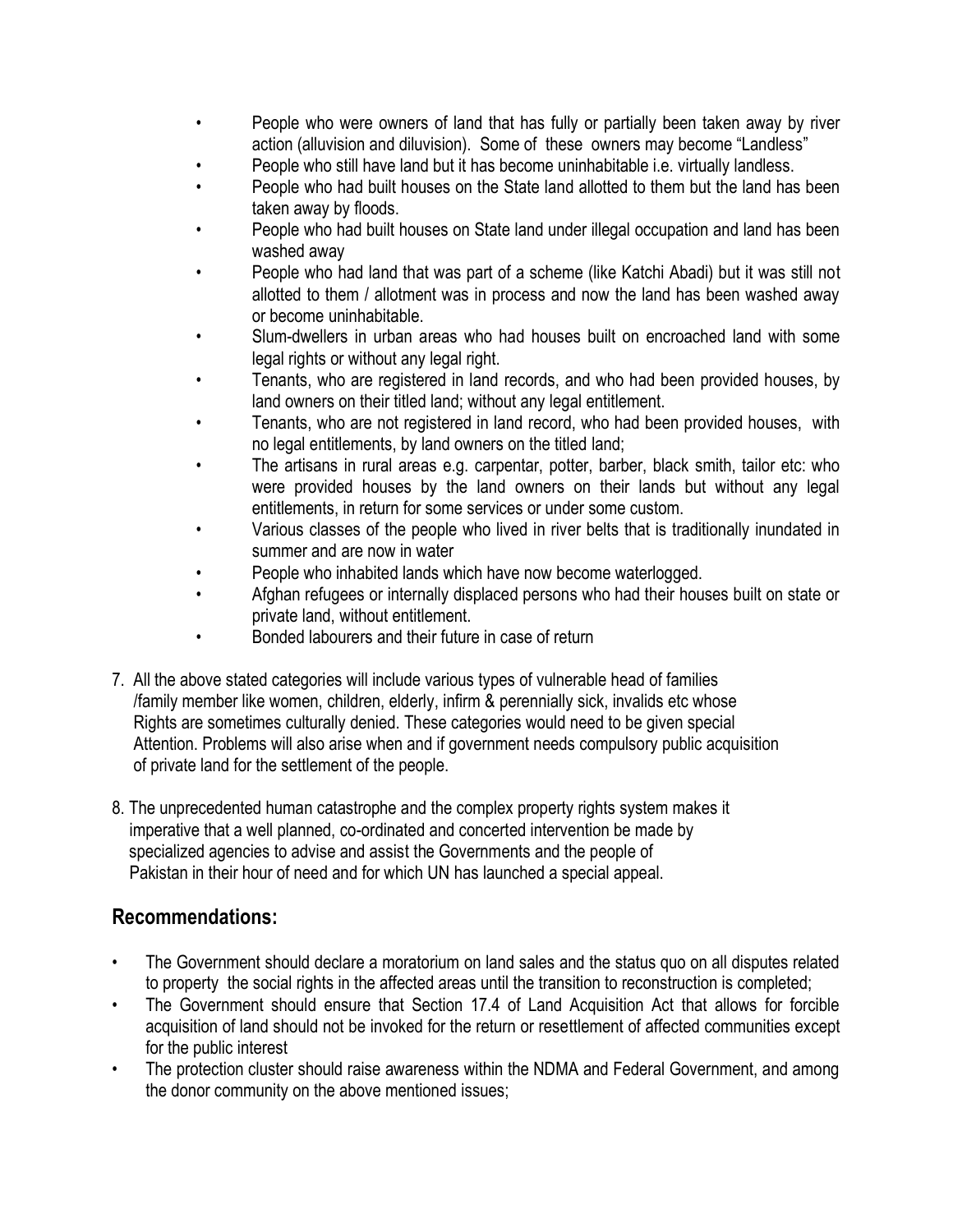- People who were owners of land that has fully or partially been taken away by river action (alluvision and diluvision). Some of these owners may become "Landless"
- People who still have land but it has become uninhabitable i.e. virtually landless.
- People who had built houses on the State land allotted to them but the land has been taken away by floods.
- People who had built houses on State land under illegal occupation and land has been washed away
- People who had land that was part of a scheme (like Katchi Abadi) but it was still not allotted to them / allotment was in process and now the land has been washed away or become uninhabitable.
- Slum-dwellers in urban areas who had houses built on encroached land with some legal rights or without any legal right.
- Tenants, who are registered in land records, and who had been provided houses, by land owners on their titled land; without any legal entitlement.
- Tenants, who are not registered in land record, who had been provided houses, with no legal entitlements, by land owners on the titled land;
- The artisans in rural areas e.g. carpentar, potter, barber, black smith, tailor etc: who were provided houses by the land owners on their lands but without any legal entitlements, in return for some services or under some custom.
- Various classes of the people who lived in river belts that is traditionally inundated in summer and are now in water
- People who inhabited lands which have now become waterlogged.
- Afghan refugees or internally displaced persons who had their houses built on state or private land, without entitlement.
- Bonded labourers and their future in case of return

7. All the above stated categories will include various types of vulnerable head of families /family member like women, children, elderly, infirm & perennially sick, invalids etc whose Rights are sometimes culturally denied. These categories would need to be given special Attention. Problems will also arise when and if government needs compulsory public acquisition of private land for the settlement of the people.

8. The unprecedented human catastrophe and the complex property rights system makes it imperative that a well planned, co-ordinated and concerted intervention be made by specialized agencies to advise and assist the Governments and the people of Pakistan in their hour of need and for which UN has launched a special appeal.

## Recommendations:

- The Government should declare a moratorium on land sales and the status quo on all disputes related to property the social rights in the affected areas until the transition to reconstruction is completed;
- The Government should ensure that Section 17.4 of Land Acquisition Act that allows for forcible acquisition of land should not be invoked for the return or resettlement of affected communities except for the public interest
- The protection cluster should raise awareness within the NDMA and Federal Government, and among the donor community on the above mentioned issues;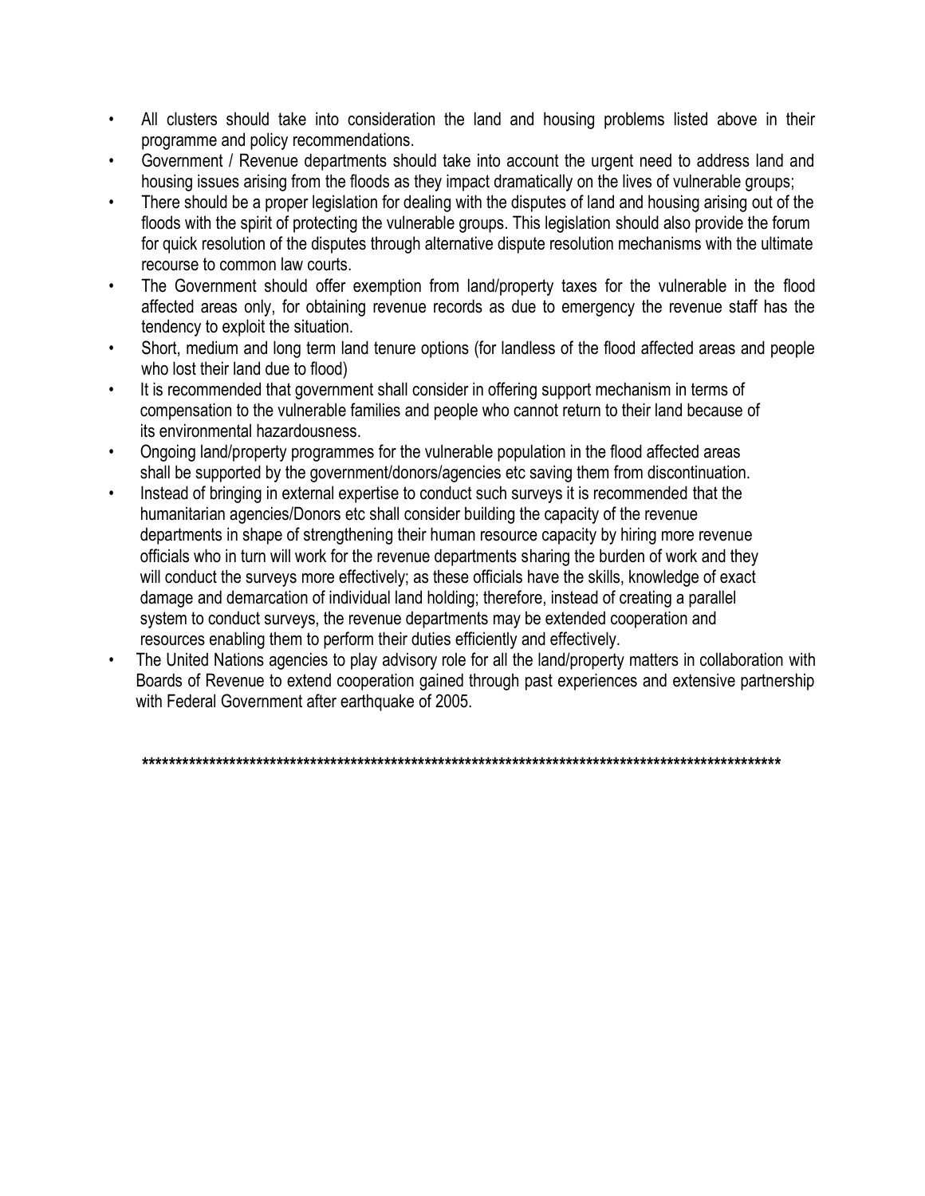- All clusters should take into consideration the land and housing problems listed above in their programme and policy recommendations.
- Government / Revenue departments should take into account the urgent need to address land and housing issues arising from the floods as they impact dramatically on the lives of vulnerable groups;
- There should be a proper legislation for dealing with the disputes of land and housing arising out of the floods with the spirit of protecting the vulnerable groups. This legislation should also provide the forum for quick resolution of the disputes through alternative dispute resolution mechanisms with the ultimate recourse to common law courts.
- The Government should offer exemption from land/property taxes for the vulnerable in the flood affected areas only, for obtaining revenue records as due to emergency the revenue staff has the tendency to exploit the situation.
- Short, medium and long term land tenure options (for landless of the flood affected areas and people who lost their land due to flood)
- It is recommended that government shall consider in offering support mechanism in terms of compensation to the vulnerable families and people who cannot return to their land because of its environmental hazardousness.
- Ongoing land/property programmes for the vulnerable population in the flood affected areas shall be supported by the government/donors/agencies etc saving them from discontinuation.
- Instead of bringing in external expertise to conduct such surveys it is recommended that the humanitarian agencies/Donors etc shall consider building the capacity of the revenue departments in shape of strengthening their human resource capacity by hiring more revenue officials who in turn will work for the revenue departments sharing the burden of work and they will conduct the surveys more effectively; as these officials have the skills, knowledge of exact damage and demarcation of individual land holding; therefore, instead of creating a parallel system to conduct surveys, the revenue departments may be extended cooperation and resources enabling them to perform their duties efficiently and effectively.
- The United Nations agencies to play advisory role for all the land/property matters in collaboration with Boards of Revenue to extend cooperation gained through past experiences and extensive partnership with Federal Government after earthquake of 2005.

**************************************************************************************************